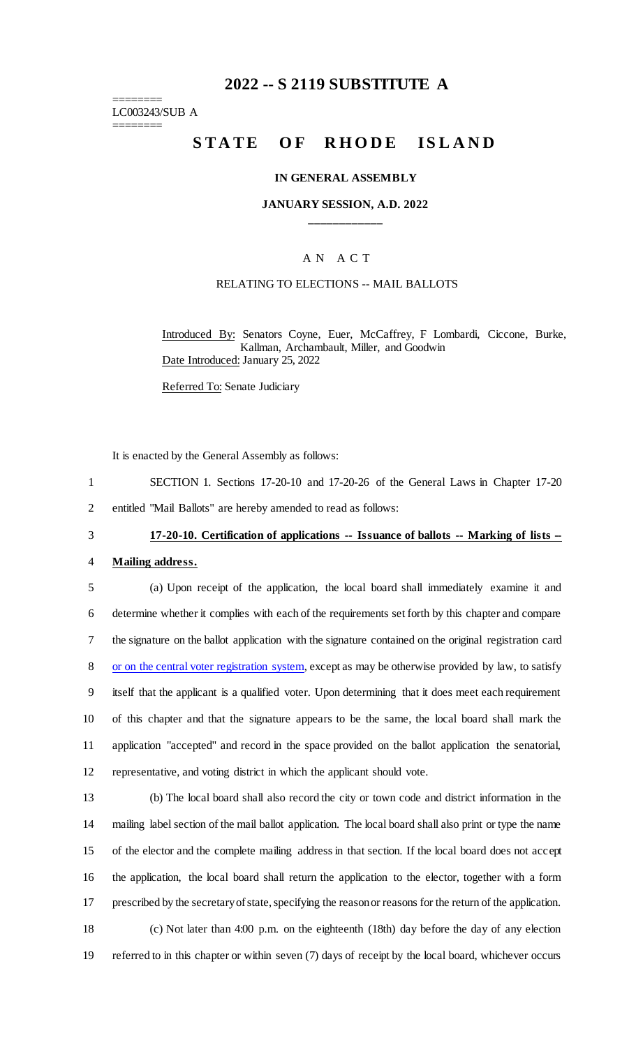# 2022 -- S 2119 SUBSTITUTE A

========
LC003243/SUB A
========

# STATE OF RHODE ISLAND

**IN GENERAL ASSEMBLY**

**JANUARY SESSION, A.D. 2022**

____________

A N A C T

RELATING TO ELECTIONS -- MAIL BALLOTS

Introduced By: Senators Coyne, Euer, McCaffrey, F Lombardi, Ciccone, Burke, Kallman, Archambault, Miller, and Goodwin

Date Introduced: January 25, 2022

Referred To: Senate Judiciary

It is enacted by the General Assembly as follows:

1 SECTION 1. Sections 17-20-10 and 17-20-26 of the General Laws in Chapter 17-20
2 entitled "Mail Ballots" are hereby amended to read as follows:

3 **17-20-10. Certification of applications -- Issuance of ballots -- Marking of lists --**
4 **Mailing address.**

5 (a) Upon receipt of the application, the local board shall immediately examine it and
6 determine whether it complies with each of the requirements set forth by this chapter and compare
7 the signature on the ballot application with the signature contained on the original registration card
8 or on the central voter registration system, except as may be otherwise provided by law, to satisfy
9 itself that the applicant is a qualified voter. Upon determining that it does meet each requirement
10 of this chapter and that the signature appears to be the same, the local board shall mark the
11 application "accepted" and record in the space provided on the ballot application the senatorial,
12 representative, and voting district in which the applicant should vote.

13 (b) The local board shall also record the city or town code and district information in the
14 mailing label section of the mail ballot application. The local board shall also print or type the name
15 of the elector and the complete mailing address in that section. If the local board does not accept
16 the application, the local board shall return the application to the elector, together with a form
17 prescribed by the secretary of state, specifying the reason or reasons for the return of the application.

18 (c) Not later than 4:00 p.m. on the eighteenth (18th) day before the day of any election
19 referred to in this chapter or within seven (7) days of receipt by the local board, whichever occurs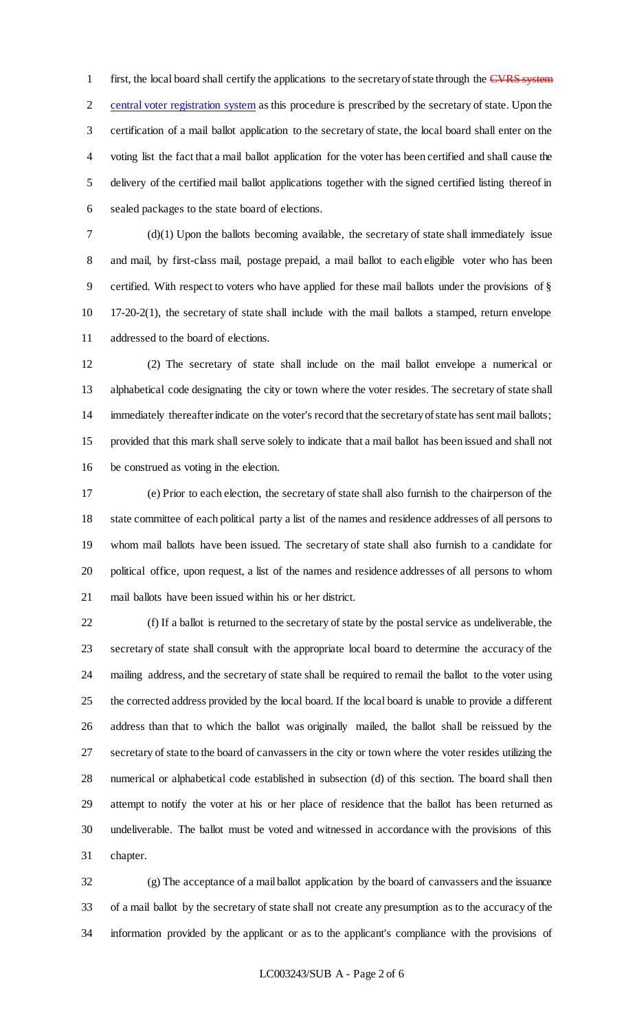first, the local board shall certify the applications to the secretary of state through the ~~CVRS system~~ <u>central voter registration system</u> as this procedure is prescribed by the secretary of state. Upon the certification of a mail ballot application to the secretary of state, the local board shall enter on the voting list the fact that a mail ballot application for the voter has been certified and shall cause the delivery of the certified mail ballot applications together with the signed certified listing thereof in sealed packages to the state board of elections.

(d)(1) Upon the ballots becoming available, the secretary of state shall immediately issue and mail, by first-class mail, postage prepaid, a mail ballot to each eligible voter who has been certified. With respect to voters who have applied for these mail ballots under the provisions of § 17-20-2(1), the secretary of state shall include with the mail ballots a stamped, return envelope addressed to the board of elections.

(2) The secretary of state shall include on the mail ballot envelope a numerical or alphabetical code designating the city or town where the voter resides. The secretary of state shall immediately thereafter indicate on the voter's record that the secretary of state has sent mail ballots; provided that this mark shall serve solely to indicate that a mail ballot has been issued and shall not be construed as voting in the election.

(e) Prior to each election, the secretary of state shall also furnish to the chairperson of the state committee of each political party a list of the names and residence addresses of all persons to whom mail ballots have been issued. The secretary of state shall also furnish to a candidate for political office, upon request, a list of the names and residence addresses of all persons to whom mail ballots have been issued within his or her district.

(f) If a ballot is returned to the secretary of state by the postal service as undeliverable, the secretary of state shall consult with the appropriate local board to determine the accuracy of the mailing address, and the secretary of state shall be required to remail the ballot to the voter using the corrected address provided by the local board. If the local board is unable to provide a different address than that to which the ballot was originally mailed, the ballot shall be reissued by the secretary of state to the board of canvassers in the city or town where the voter resides utilizing the numerical or alphabetical code established in subsection (d) of this section. The board shall then attempt to notify the voter at his or her place of residence that the ballot has been returned as undeliverable. The ballot must be voted and witnessed in accordance with the provisions of this chapter.

(g) The acceptance of a mail ballot application by the board of canvassers and the issuance of a mail ballot by the secretary of state shall not create any presumption as to the accuracy of the information provided by the applicant or as to the applicant's compliance with the provisions of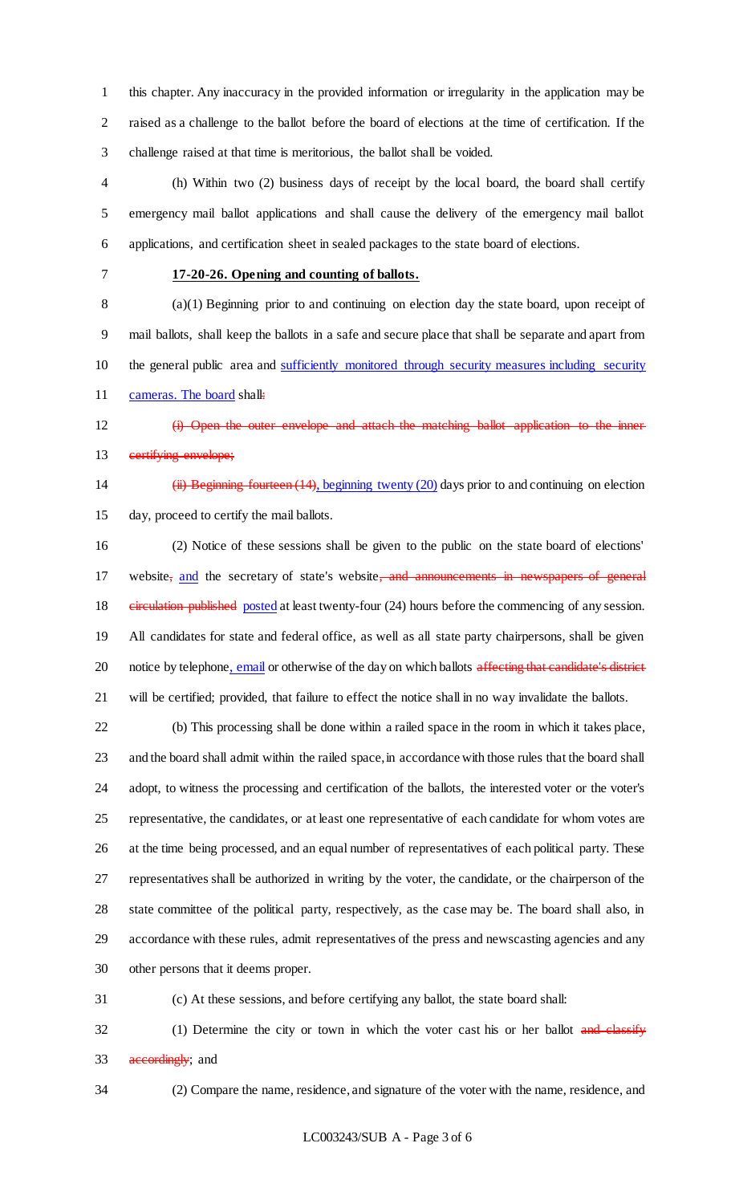this chapter. Any inaccuracy in the provided information or irregularity in the application may be raised as a challenge to the ballot before the board of elections at the time of certification. If the challenge raised at that time is meritorious, the ballot shall be voided.

(h) Within two (2) business days of receipt by the local board, the board shall certify emergency mail ballot applications and shall cause the delivery of the emergency mail ballot applications, and certification sheet in sealed packages to the state board of elections.

**17-20-26. Opening and counting of ballots.**

(a)(1) Beginning prior to and continuing on election day the state board, upon receipt of mail ballots, shall keep the ballots in a safe and secure place that shall be separate and apart from the general public area and ~~sufficiently monitored through security measures including security cameras. The board~~ shall:

~~(i) Open the outer envelope and attach the matching ballot application to the inner certifying envelope;~~

~~(ii) Beginning fourteen (14)~~, beginning twenty (20) days prior to and continuing on election day, proceed to certify the mail ballots.

(2) Notice of these sessions shall be given to the public on the state board of elections' website, and the secretary of state's website~~, and announcements in newspapers of general circulation published~~ posted at least twenty-four (24) hours before the commencing of any session. All candidates for state and federal office, as well as all state party chairpersons, shall be given notice by telephone, email or otherwise of the day on which ballots ~~affecting that candidate's district~~ will be certified; provided, that failure to effect the notice shall in no way invalidate the ballots.

(b) This processing shall be done within a railed space in the room in which it takes place, and the board shall admit within the railed space, in accordance with those rules that the board shall adopt, to witness the processing and certification of the ballots, the interested voter or the voter's representative, the candidates, or at least one representative of each candidate for whom votes are at the time being processed, and an equal number of representatives of each political party. These representatives shall be authorized in writing by the voter, the candidate, or the chairperson of the state committee of the political party, respectively, as the case may be. The board shall also, in accordance with these rules, admit representatives of the press and newscasting agencies and any other persons that it deems proper.

(c) At these sessions, and before certifying any ballot, the state board shall:

(1) Determine the city or town in which the voter cast his or her ballot ~~and classify accordingly~~; and

(2) Compare the name, residence, and signature of the voter with the name, residence, and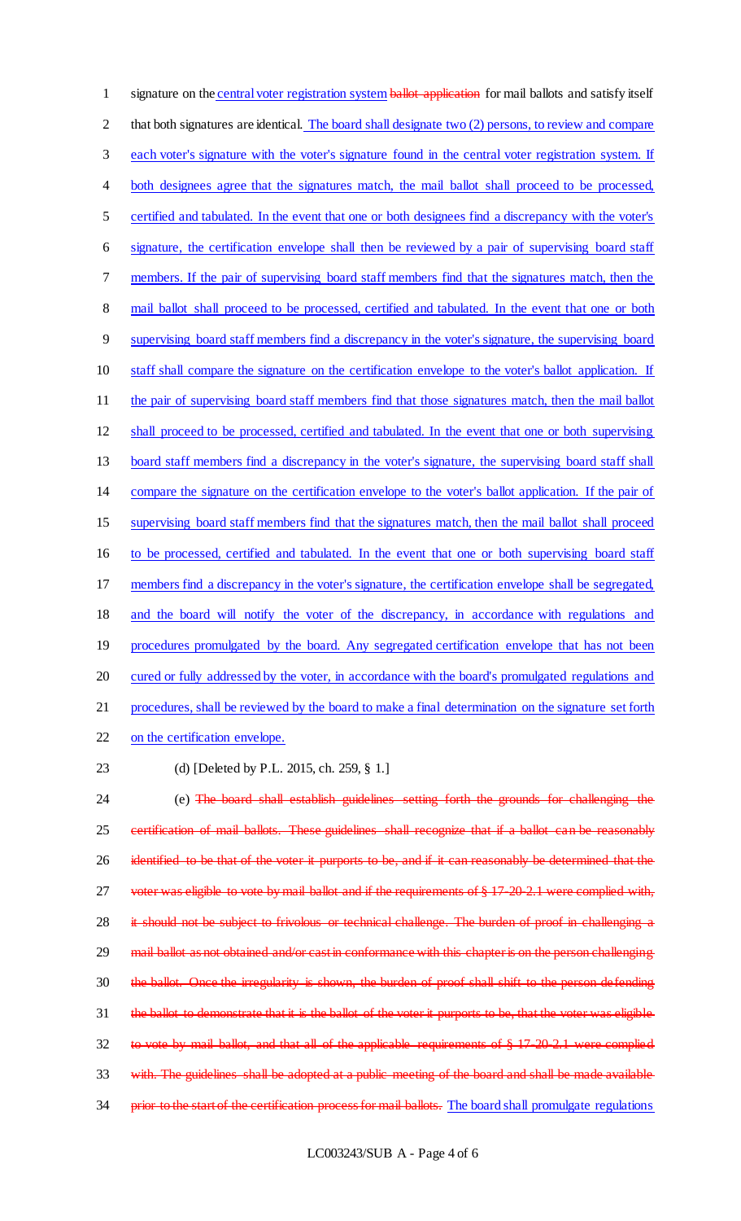signature on the central voter registration system ~~ballot application~~ for mail ballots and satisfy itself that both signatures are identical. The board shall designate two (2) persons, to review and compare each voter's signature with the voter's signature found in the central voter registration system. If both designees agree that the signatures match, the mail ballot shall proceed to be processed, certified and tabulated. In the event that one or both designees find a discrepancy with the voter's signature, the certification envelope shall then be reviewed by a pair of supervising board staff members. If the pair of supervising board staff members find that the signatures match, then the mail ballot shall proceed to be processed, certified and tabulated. In the event that one or both supervising board staff members find a discrepancy in the voter's signature, the supervising board staff shall compare the signature on the certification envelope to the voter's ballot application. If the pair of supervising board staff members find that those signatures match, then the mail ballot shall proceed to be processed, certified and tabulated. In the event that one or both supervising board staff members find a discrepancy in the voter's signature, the supervising board staff shall compare the signature on the certification envelope to the voter's ballot application. If the pair of supervising board staff members find that the signatures match, then the mail ballot shall proceed to be processed, certified and tabulated. In the event that one or both supervising board staff members find a discrepancy in the voter's signature, the certification envelope shall be segregated, and the board will notify the voter of the discrepancy, in accordance with regulations and procedures promulgated by the board. Any segregated certification envelope that has not been cured or fully addressed by the voter, in accordance with the board's promulgated regulations and procedures, shall be reviewed by the board to make a final determination on the signature set forth on the certification envelope.

(d) [Deleted by P.L. 2015, ch. 259, § 1.]

(e) ~~The board shall establish guidelines setting forth the grounds for challenging the certification of mail ballots. These guidelines shall recognize that if a ballot can be reasonably identified to be that of the voter it purports to be, and if it can reasonably be determined that the voter was eligible to vote by mail ballot and if the requirements of § 17-20-2.1 were complied with, it should not be subject to frivolous or technical challenge. The burden of proof in challenging a mail ballot as not obtained and/or cast in conformance with this chapter is on the person challenging the ballot. Once the irregularity is shown, the burden of proof shall shift to the person defending the ballot to demonstrate that it is the ballot of the voter it purports to be, that the voter was eligible to vote by mail ballot, and that all of the applicable requirements of § 17-20-2.1 were complied with. The guidelines shall be adopted at a public meeting of the board and shall be made available prior to the start of the certification process for mail ballots.~~ The board shall promulgate regulations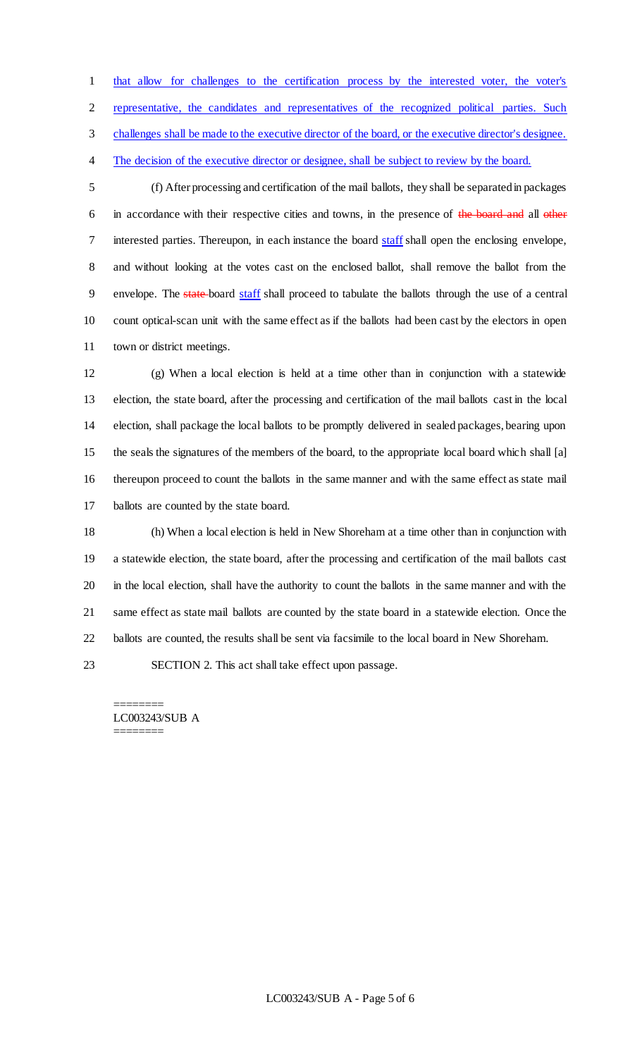that allow for challenges to the certification process by the interested voter, the voter's representative, the candidates and representatives of the recognized political parties. Such challenges shall be made to the executive director of the board, or the executive director's designee. The decision of the executive director or designee, shall be subject to review by the board.

(f) After processing and certification of the mail ballots, they shall be separated in packages in accordance with their respective cities and towns, in the presence of ~~the board and~~ all ~~other~~ interested parties. Thereupon, in each instance the board staff shall open the enclosing envelope, and without looking at the votes cast on the enclosed ballot, shall remove the ballot from the envelope. The ~~state~~ board staff shall proceed to tabulate the ballots through the use of a central count optical-scan unit with the same effect as if the ballots had been cast by the electors in open town or district meetings.

(g) When a local election is held at a time other than in conjunction with a statewide election, the state board, after the processing and certification of the mail ballots cast in the local election, shall package the local ballots to be promptly delivered in sealed packages, bearing upon the seals the signatures of the members of the board, to the appropriate local board which shall [a] thereupon proceed to count the ballots in the same manner and with the same effect as state mail ballots are counted by the state board.

(h) When a local election is held in New Shoreham at a time other than in conjunction with a statewide election, the state board, after the processing and certification of the mail ballots cast in the local election, shall have the authority to count the ballots in the same manner and with the same effect as state mail ballots are counted by the state board in a statewide election. Once the ballots are counted, the results shall be sent via facsimile to the local board in New Shoreham.

SECTION 2. This act shall take effect upon passage.

========
LC003243/SUB A
========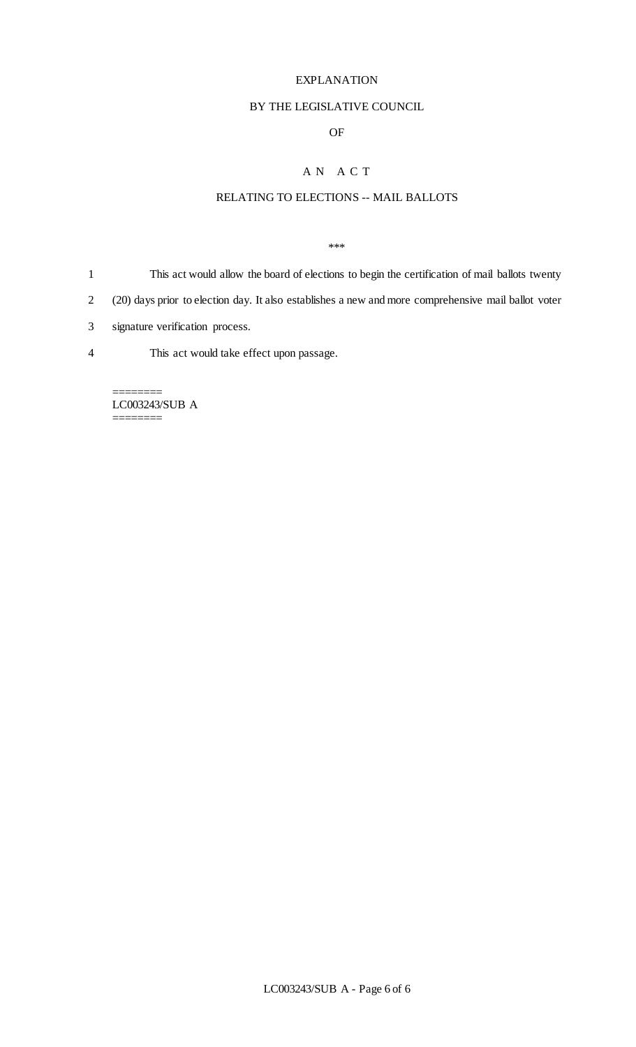EXPLANATION

BY THE LEGISLATIVE COUNCIL

OF

A N A C T

RELATING TO ELECTIONS -- MAIL BALLOTS

***

1 This act would allow the board of elections to begin the certification of mail ballots twenty
2 (20) days prior to election day. It also establishes a new and more comprehensive mail ballot voter
3 signature verification process.
4 This act would take effect upon passage.

========
LC003243/SUB A
========